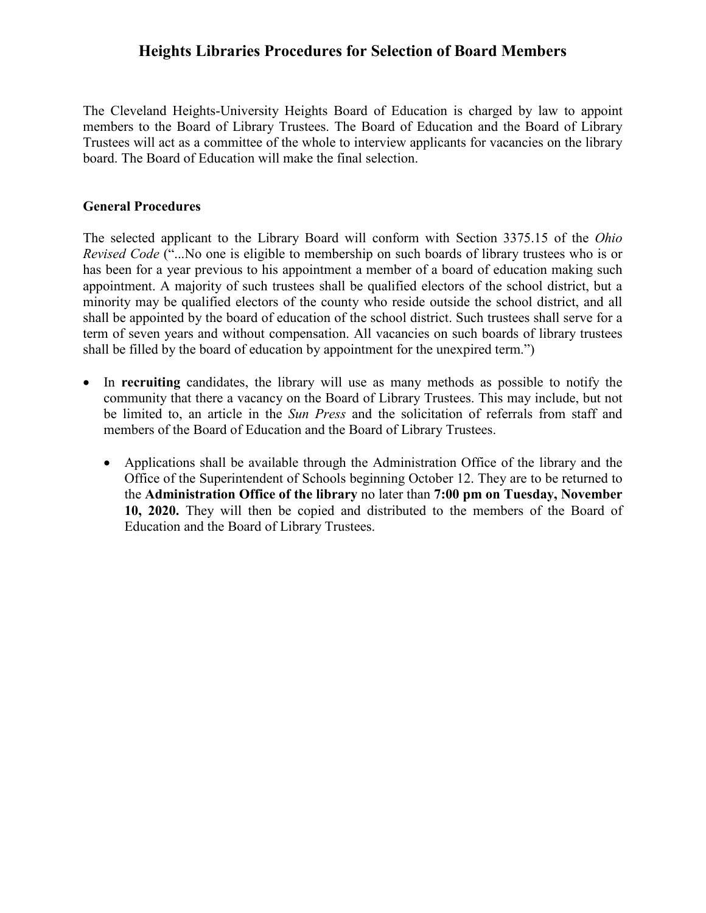# Heights Libraries Procedures for Selection of Board Members

The Cleveland Heights-University Heights Board of Education is charged by law to appoint members to the Board of Library Trustees. The Board of Education and the Board of Library Trustees will act as a committee of the whole to interview applicants for vacancies on the library board. The Board of Education will make the final selection.

## General Procedures

The selected applicant to the Library Board will conform with Section 3375.15 of the *Ohio Revised Code* ("...No one is eligible to membership on such boards of library trustees who is or has been for a year previous to his appointment a member of a board of education making such appointment. A majority of such trustees shall be qualified electors of the school district, but a minority may be qualified electors of the county who reside outside the school district, and all shall be appointed by the board of education of the school district. Such trustees shall serve for a term of seven years and without compensation. All vacancies on such boards of library trustees shall be filled by the board of education by appointment for the unexpired term.")

- In **recruiting** candidates, the library will use as many methods as possible to notify the community that there a vacancy on the Board of Library Trustees. This may include, but not be limited to, an article in the *Sun Press* and the solicitation of referrals from staff and members of the Board of Education and the Board of Library Trustees.
  - Applications shall be available through the Administration Office of the library and the Office of the Superintendent of Schools beginning October 12. They are to be returned to the **Administration Office of the library** no later than **7:00 pm on Tuesday, November 10, 2020.** They will then be copied and distributed to the members of the Board of Education and the Board of Library Trustees.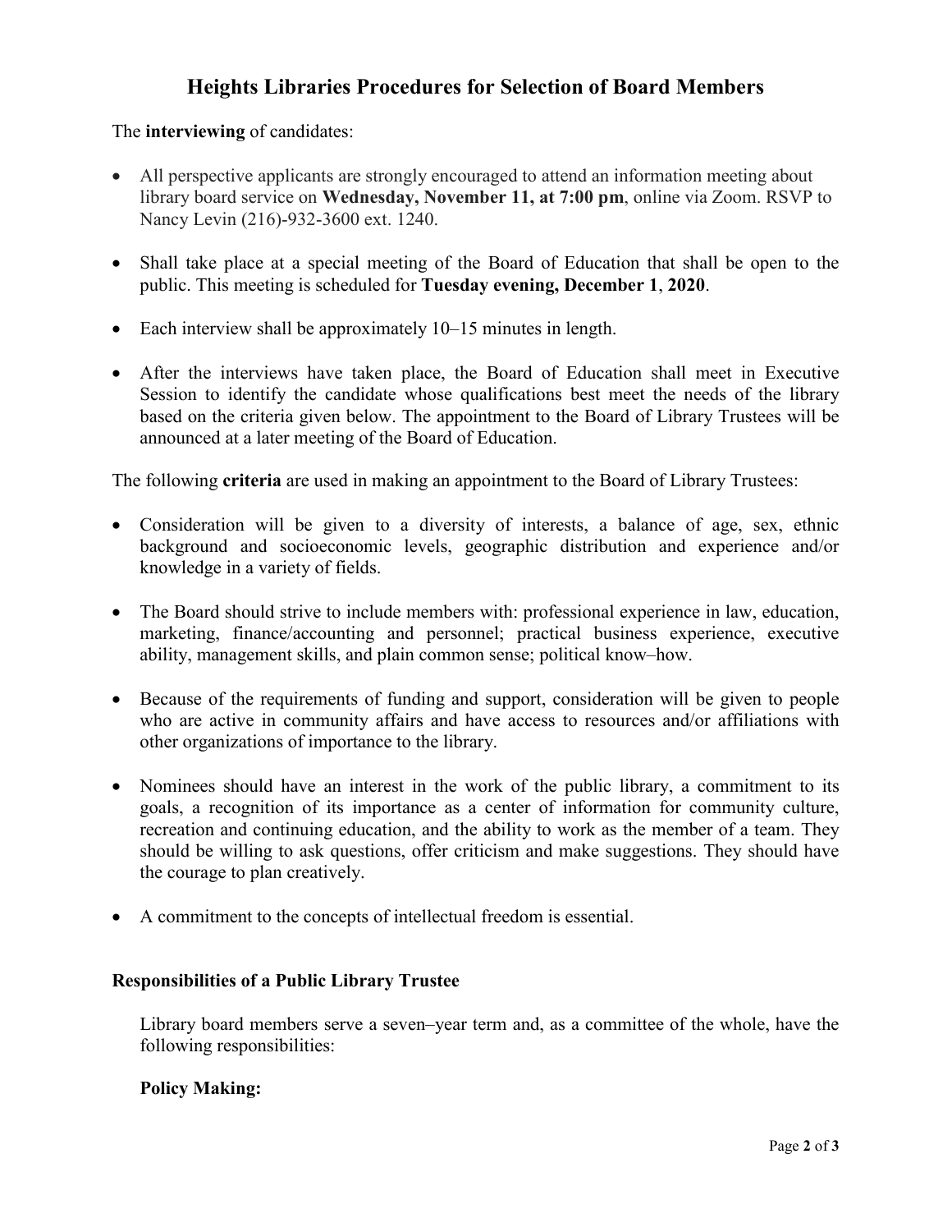# Heights Libraries Procedures for Selection of Board Members

The **interviewing** of candidates:

- All perspective applicants are strongly encouraged to attend an information meeting about library board service on **Wednesday, November 11, at 7:00 pm**, online via Zoom. RSVP to Nancy Levin (216)-932-3600 ext. 1240.
- Shall take place at a special meeting of the Board of Education that shall be open to the public. This meeting is scheduled for **Tuesday evening, December 1**, **2020**.
- Each interview shall be approximately 10–15 minutes in length.
- After the interviews have taken place, the Board of Education shall meet in Executive Session to identify the candidate whose qualifications best meet the needs of the library based on the criteria given below. The appointment to the Board of Library Trustees will be announced at a later meeting of the Board of Education.

The following **criteria** are used in making an appointment to the Board of Library Trustees:

- Consideration will be given to a diversity of interests, a balance of age, sex, ethnic background and socioeconomic levels, geographic distribution and experience and/or knowledge in a variety of fields.
- The Board should strive to include members with: professional experience in law, education, marketing, finance/accounting and personnel; practical business experience, executive ability, management skills, and plain common sense; political know–how.
- Because of the requirements of funding and support, consideration will be given to people who are active in community affairs and have access to resources and/or affiliations with other organizations of importance to the library.
- Nominees should have an interest in the work of the public library, a commitment to its goals, a recognition of its importance as a center of information for community culture, recreation and continuing education, and the ability to work as the member of a team. They should be willing to ask questions, offer criticism and make suggestions. They should have the courage to plan creatively.
- A commitment to the concepts of intellectual freedom is essential.

## Responsibilities of a Public Library Trustee

Library board members serve a seven–year term and, as a committee of the whole, have the following responsibilities:

### Policy Making: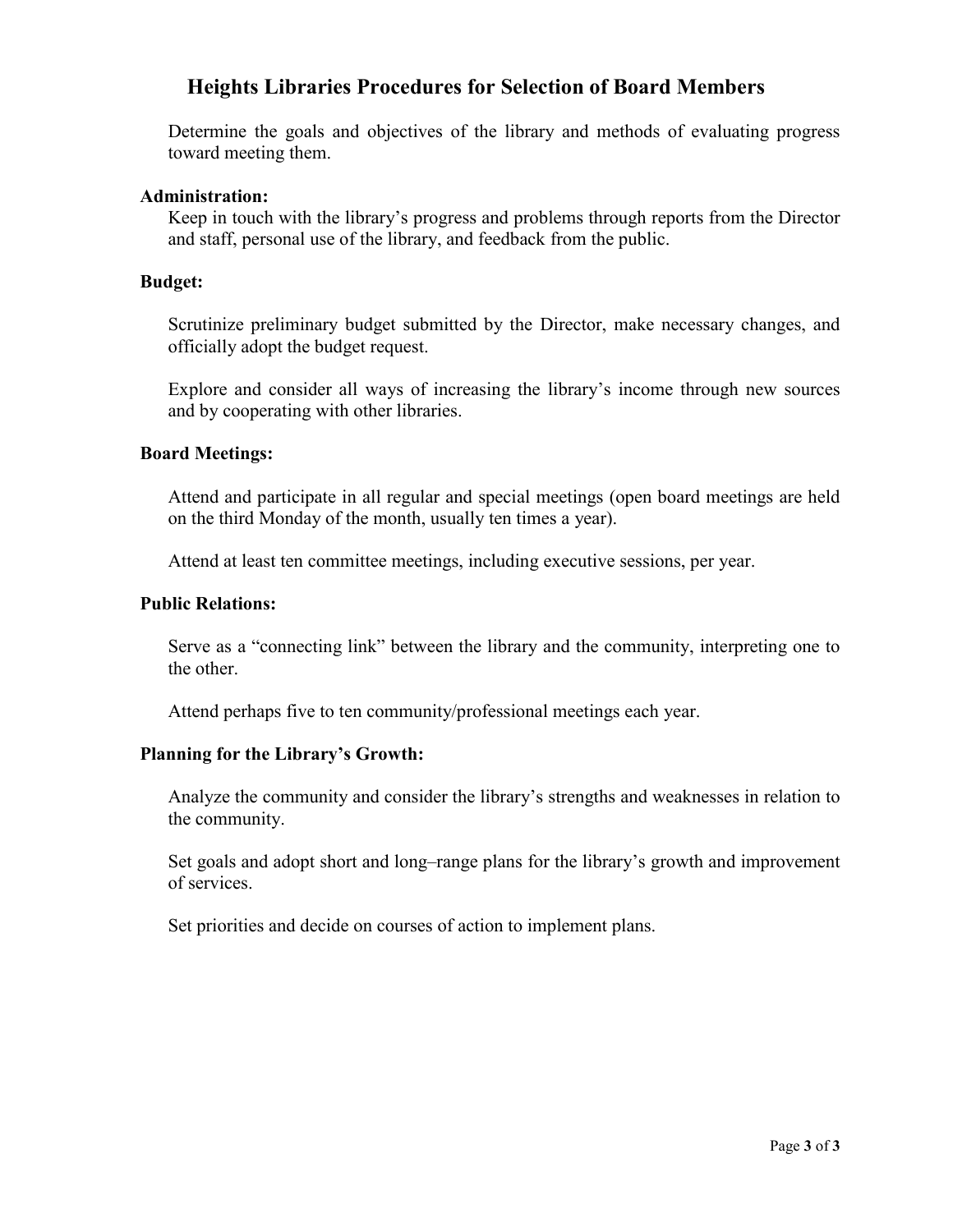Determine the goals and objectives of the library and methods of evaluating progress toward meeting them.

**Administration:**

Keep in touch with the library's progress and problems through reports from the Director and staff, personal use of the library, and feedback from the public.

**Budget:**

Scrutinize preliminary budget submitted by the Director, make necessary changes, and officially adopt the budget request.

Explore and consider all ways of increasing the library's income through new sources and by cooperating with other libraries.

**Board Meetings:**

Attend and participate in all regular and special meetings (open board meetings are held on the third Monday of the month, usually ten times a year).

Attend at least ten committee meetings, including executive sessions, per year.

**Public Relations:**

Serve as a "connecting link" between the library and the community, interpreting one to the other.

Attend perhaps five to ten community/professional meetings each year.

**Planning for the Library's Growth:**

Analyze the community and consider the library's strengths and weaknesses in relation to the community.

Set goals and adopt short and long–range plans for the library's growth and improvement of services.

Set priorities and decide on courses of action to implement plans.